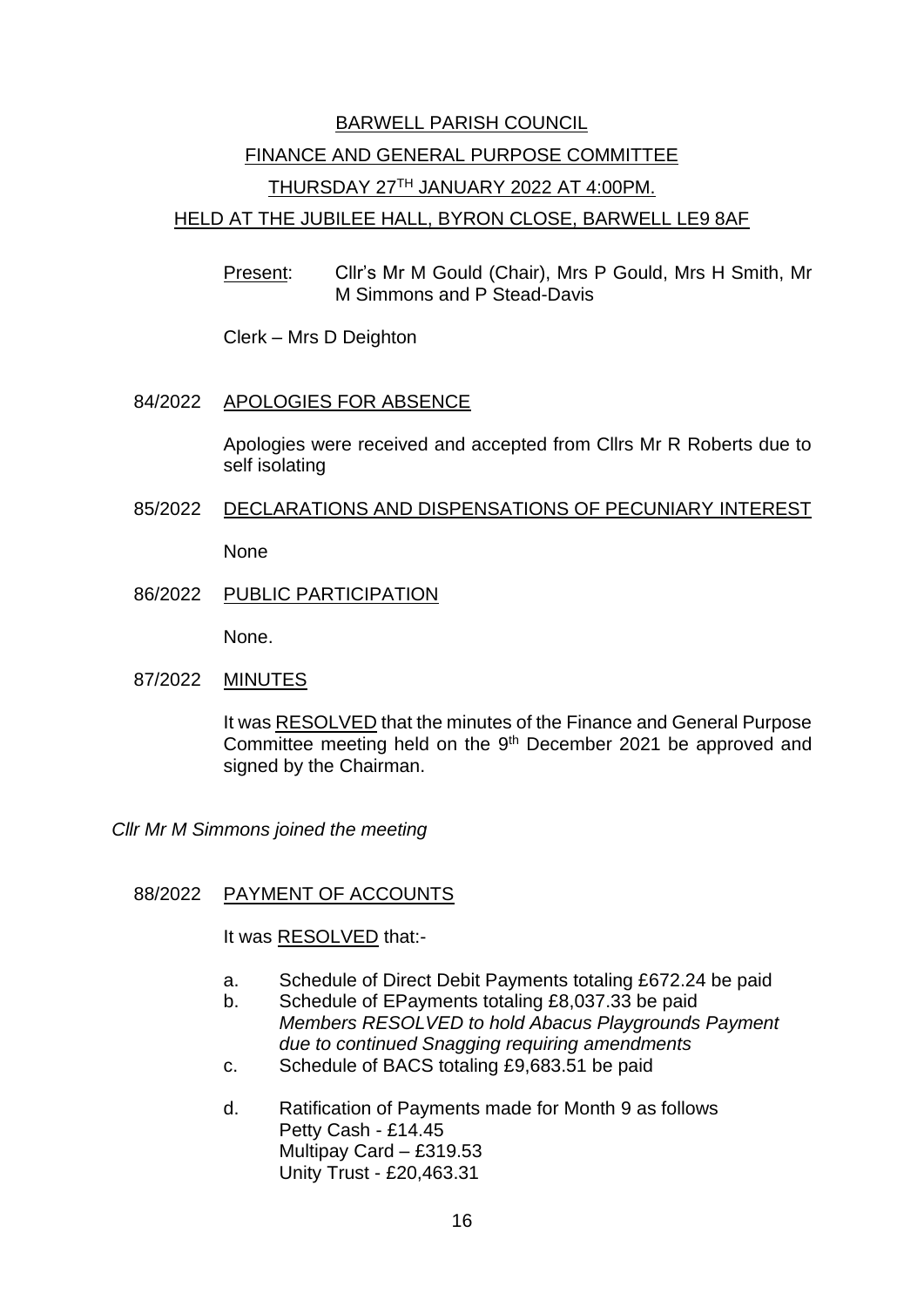BARWELL PARISH COUNCIL

FINANCE AND GENERAL PURPOSE COMMITTEE

THURSDAY 27TH JANUARY 2022 AT 4:00PM.

HELD AT THE JUBILEE HALL, BYRON CLOSE, BARWELL LE9 8AF

Present: Cllr's Mr M Gould (Chair), Mrs P Gould, Mrs H Smith, Mr M Simmons and P Stead-Davis

Clerk – Mrs D Deighton

84/2022 APOLOGIES FOR ABSENCE

Apologies were received and accepted from Cllrs Mr R Roberts due to self isolating

85/2022 DECLARATIONS AND DISPENSATIONS OF PECUNIARY INTEREST

None

86/2022 PUBLIC PARTICIPATION

None.

87/2022 MINUTES

It was RESOLVED that the minutes of the Finance and General Purpose Committee meeting held on the 9th December 2021 be approved and signed by the Chairman.

*Cllr Mr M Simmons joined the meeting*

88/2022 PAYMENT OF ACCOUNTS

It was RESOLVED that:-

a. Schedule of Direct Debit Payments totaling £672.24 be paid
b. Schedule of EPayments totaling £8,037.33 be paid
   *Members RESOLVED to hold Abacus Playgrounds Payment due to continued Snagging requiring amendments*
c. Schedule of BACS totaling £9,683.51 be paid
d. Ratification of Payments made for Month 9 as follows
   Petty Cash - £14.45
   Multipay Card – £319.53
   Unity Trust - £20,463.31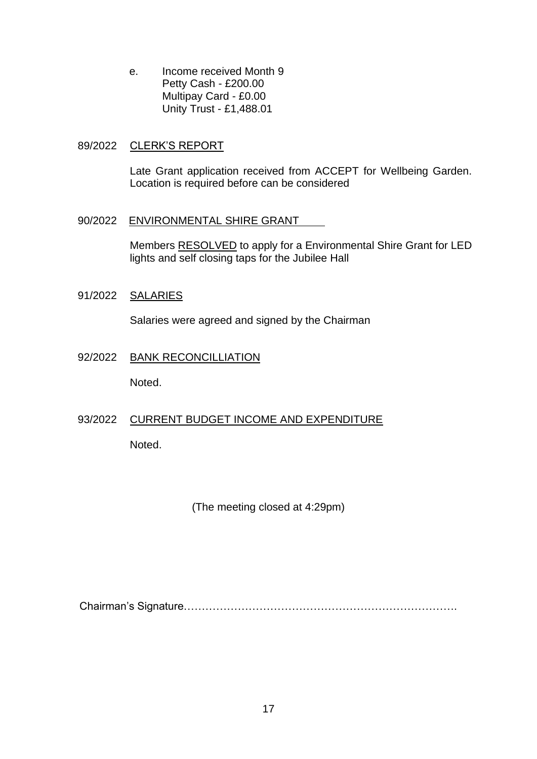e. Income received Month 9
   Petty Cash - £200.00
   Multipay Card - £0.00
   Unity Trust - £1,488.01

89/2022 CLERK'S REPORT

Late Grant application received from ACCEPT for Wellbeing Garden. Location is required before can be considered

90/2022 ENVIRONMENTAL SHIRE GRANT

Members RESOLVED to apply for a Environmental Shire Grant for LED lights and self closing taps for the Jubilee Hall

91/2022 SALARIES

Salaries were agreed and signed by the Chairman

92/2022 BANK RECONCILLIATION

Noted.

93/2022 CURRENT BUDGET INCOME AND EXPENDITURE

Noted.

(The meeting closed at 4:29pm)

Chairman's Signature………………………………………………………………….